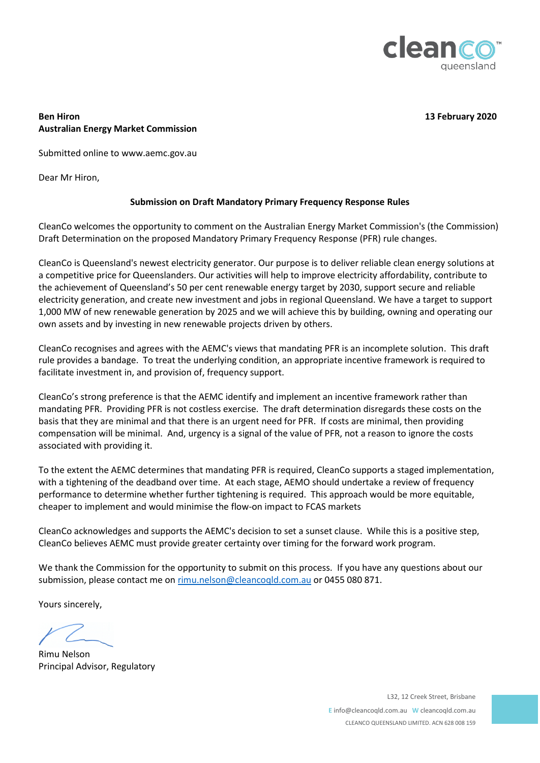**Ben Hiron**
**Australian Energy Market Commission**

**13 February 2020**

Submitted online to www.aemc.gov.au

Dear Mr Hiron,

**Submission on Draft Mandatory Primary Frequency Response Rules**

CleanCo welcomes the opportunity to comment on the Australian Energy Market Commission's (the Commission) Draft Determination on the proposed Mandatory Primary Frequency Response (PFR) rule changes.

CleanCo is Queensland's newest electricity generator. Our purpose is to deliver reliable clean energy solutions at a competitive price for Queenslanders. Our activities will help to improve electricity affordability, contribute to the achievement of Queensland's 50 per cent renewable energy target by 2030, support secure and reliable electricity generation, and create new investment and jobs in regional Queensland. We have a target to support 1,000 MW of new renewable generation by 2025 and we will achieve this by building, owning and operating our own assets and by investing in new renewable projects driven by others.

CleanCo recognises and agrees with the AEMC's views that mandating PFR is an incomplete solution. This draft rule provides a bandage. To treat the underlying condition, an appropriate incentive framework is required to facilitate investment in, and provision of, frequency support.

CleanCo's strong preference is that the AEMC identify and implement an incentive framework rather than mandating PFR. Providing PFR is not costless exercise. The draft determination disregards these costs on the basis that they are minimal and that there is an urgent need for PFR. If costs are minimal, then providing compensation will be minimal. And, urgency is a signal of the value of PFR, not a reason to ignore the costs associated with providing it.

To the extent the AEMC determines that mandating PFR is required, CleanCo supports a staged implementation, with a tightening of the deadband over time. At each stage, AEMO should undertake a review of frequency performance to determine whether further tightening is required. This approach would be more equitable, cheaper to implement and would minimise the flow-on impact to FCAS markets

CleanCo acknowledges and supports the AEMC's decision to set a sunset clause. While this is a positive step, CleanCo believes AEMC must provide greater certainty over timing for the forward work program.

We thank the Commission for the opportunity to submit on this process. If you have any questions about our submission, please contact me on rimu.nelson@cleancoqld.com.au or 0455 080 871.

Yours sincerely,

Rimu Nelson
Principal Advisor, Regulatory

L32, 12 Creek Street, Brisbane
E info@cleancoqld.com.au W cleancoqld.com.au
CLEANCO QUEENSLAND LIMITED. ACN 628 008 159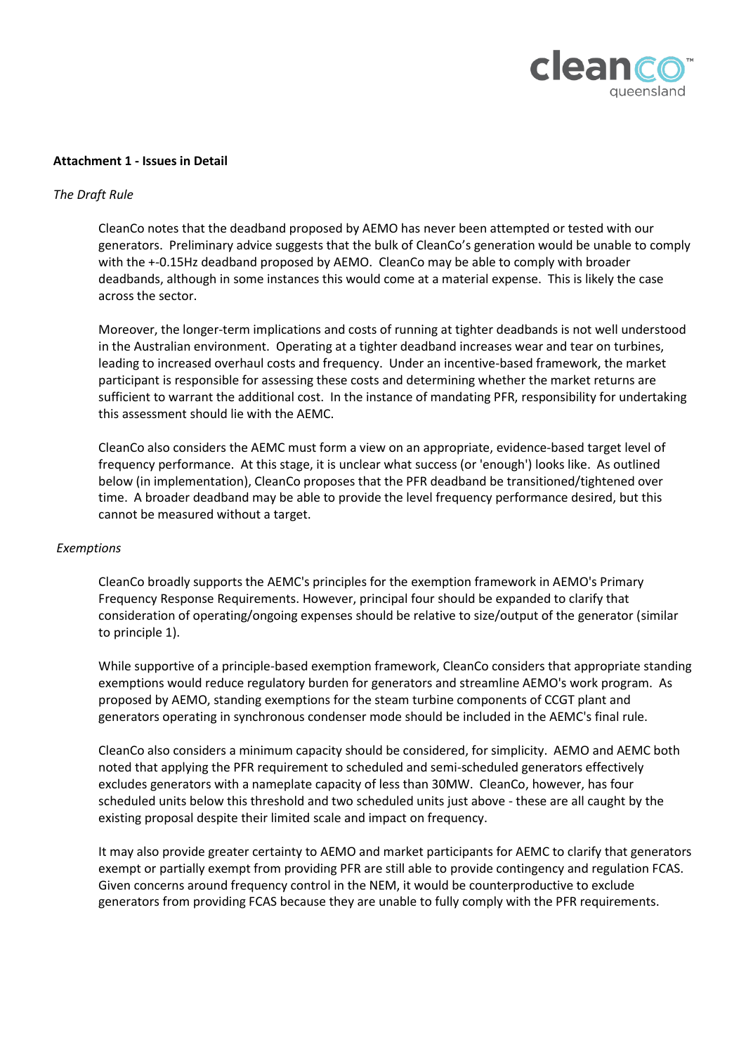**Attachment 1 - Issues in Detail**

*The Draft Rule*

CleanCo notes that the deadband proposed by AEMO has never been attempted or tested with our generators. Preliminary advice suggests that the bulk of CleanCo's generation would be unable to comply with the +-0.15Hz deadband proposed by AEMO. CleanCo may be able to comply with broader deadbands, although in some instances this would come at a material expense. This is likely the case across the sector.

Moreover, the longer-term implications and costs of running at tighter deadbands is not well understood in the Australian environment. Operating at a tighter deadband increases wear and tear on turbines, leading to increased overhaul costs and frequency. Under an incentive-based framework, the market participant is responsible for assessing these costs and determining whether the market returns are sufficient to warrant the additional cost. In the instance of mandating PFR, responsibility for undertaking this assessment should lie with the AEMC.

CleanCo also considers the AEMC must form a view on an appropriate, evidence-based target level of frequency performance. At this stage, it is unclear what success (or 'enough') looks like. As outlined below (in implementation), CleanCo proposes that the PFR deadband be transitioned/tightened over time. A broader deadband may be able to provide the level frequency performance desired, but this cannot be measured without a target.

*Exemptions*

CleanCo broadly supports the AEMC's principles for the exemption framework in AEMO's Primary Frequency Response Requirements. However, principal four should be expanded to clarify that consideration of operating/ongoing expenses should be relative to size/output of the generator (similar to principle 1).

While supportive of a principle-based exemption framework, CleanCo considers that appropriate standing exemptions would reduce regulatory burden for generators and streamline AEMO's work program. As proposed by AEMO, standing exemptions for the steam turbine components of CCGT plant and generators operating in synchronous condenser mode should be included in the AEMC's final rule.

CleanCo also considers a minimum capacity should be considered, for simplicity. AEMO and AEMC both noted that applying the PFR requirement to scheduled and semi-scheduled generators effectively excludes generators with a nameplate capacity of less than 30MW. CleanCo, however, has four scheduled units below this threshold and two scheduled units just above - these are all caught by the existing proposal despite their limited scale and impact on frequency.

It may also provide greater certainty to AEMO and market participants for AEMC to clarify that generators exempt or partially exempt from providing PFR are still able to provide contingency and regulation FCAS. Given concerns around frequency control in the NEM, it would be counterproductive to exclude generators from providing FCAS because they are unable to fully comply with the PFR requirements.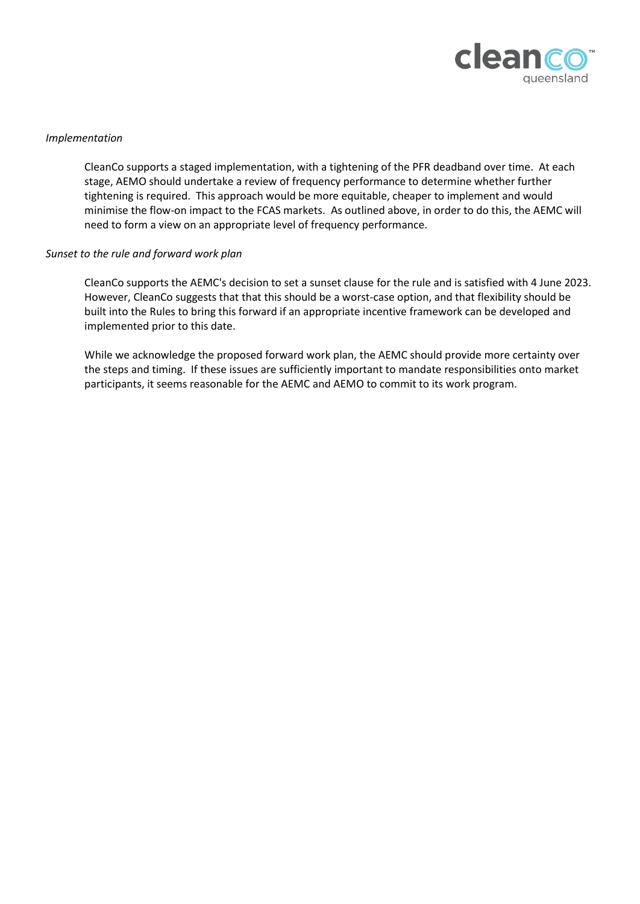*Implementation*

CleanCo supports a staged implementation, with a tightening of the PFR deadband over time. At each stage, AEMO should undertake a review of frequency performance to determine whether further tightening is required. This approach would be more equitable, cheaper to implement and would minimise the flow-on impact to the FCAS markets. As outlined above, in order to do this, the AEMC will need to form a view on an appropriate level of frequency performance.

*Sunset to the rule and forward work plan*

CleanCo supports the AEMC's decision to set a sunset clause for the rule and is satisfied with 4 June 2023. However, CleanCo suggests that that this should be a worst-case option, and that flexibility should be built into the Rules to bring this forward if an appropriate incentive framework can be developed and implemented prior to this date.

While we acknowledge the proposed forward work plan, the AEMC should provide more certainty over the steps and timing. If these issues are sufficiently important to mandate responsibilities onto market participants, it seems reasonable for the AEMC and AEMO to commit to its work program.